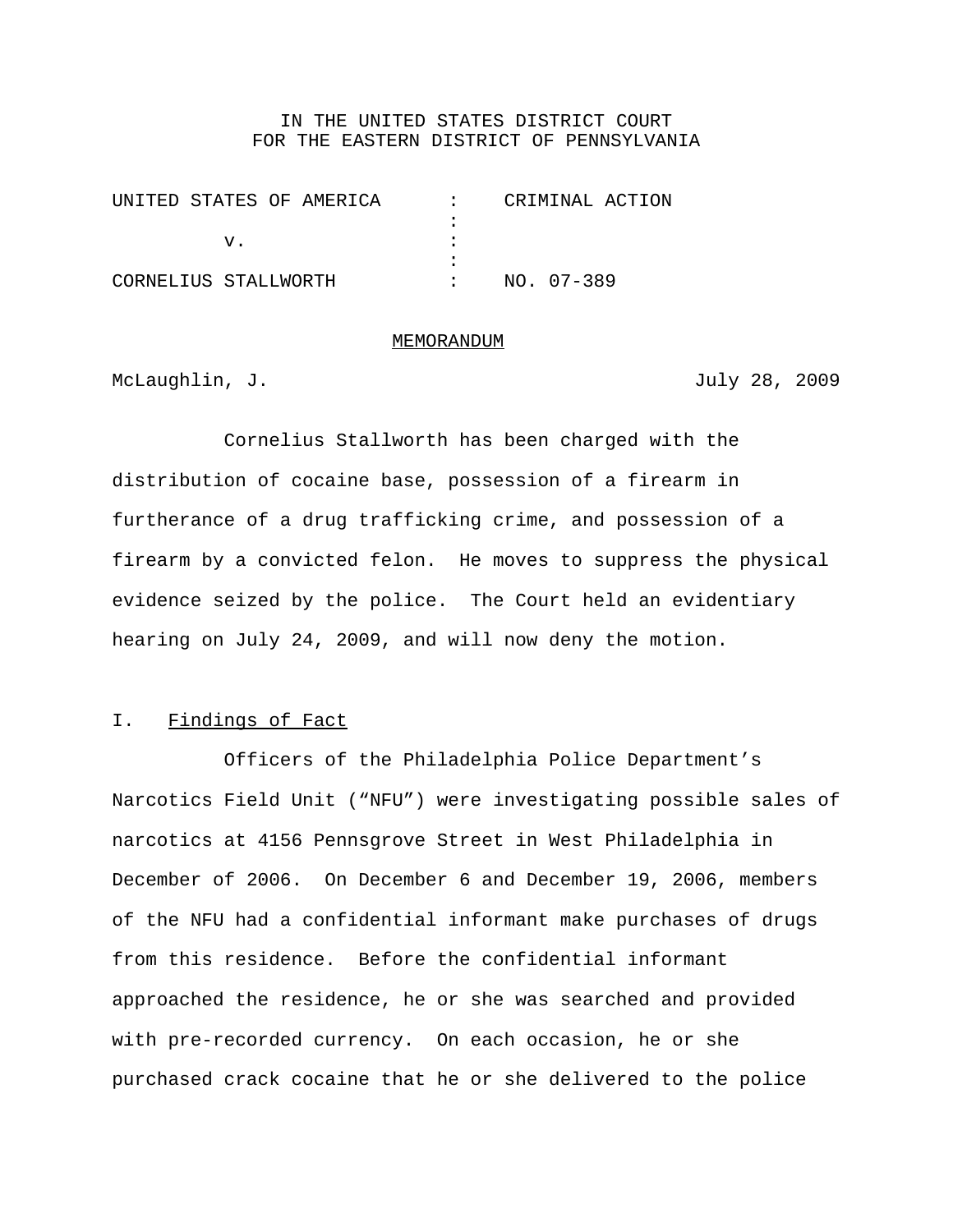IN THE UNITED STATES DISTRICT COURT
FOR THE EASTERN DISTRICT OF PENNSYLVANIA

| | | |
|---|---|---|
| UNITED STATES OF AMERICA | : | CRIMINAL ACTION |
| | : | |
| v. | : | |
| | : | |
| CORNELIUS STALLWORTH | : | NO. 07-389 |

MEMORANDUM

McLaughlin, J. July 28, 2009

Cornelius Stallworth has been charged with the distribution of cocaine base, possession of a firearm in furtherance of a drug trafficking crime, and possession of a firearm by a convicted felon. He moves to suppress the physical evidence seized by the police. The Court held an evidentiary hearing on July 24, 2009, and will now deny the motion.

## I. Findings of Fact

Officers of the Philadelphia Police Department's Narcotics Field Unit ("NFU") were investigating possible sales of narcotics at 4156 Pennsgrove Street in West Philadelphia in December of 2006. On December 6 and December 19, 2006, members of the NFU had a confidential informant make purchases of drugs from this residence. Before the confidential informant approached the residence, he or she was searched and provided with pre-recorded currency. On each occasion, he or she purchased crack cocaine that he or she delivered to the police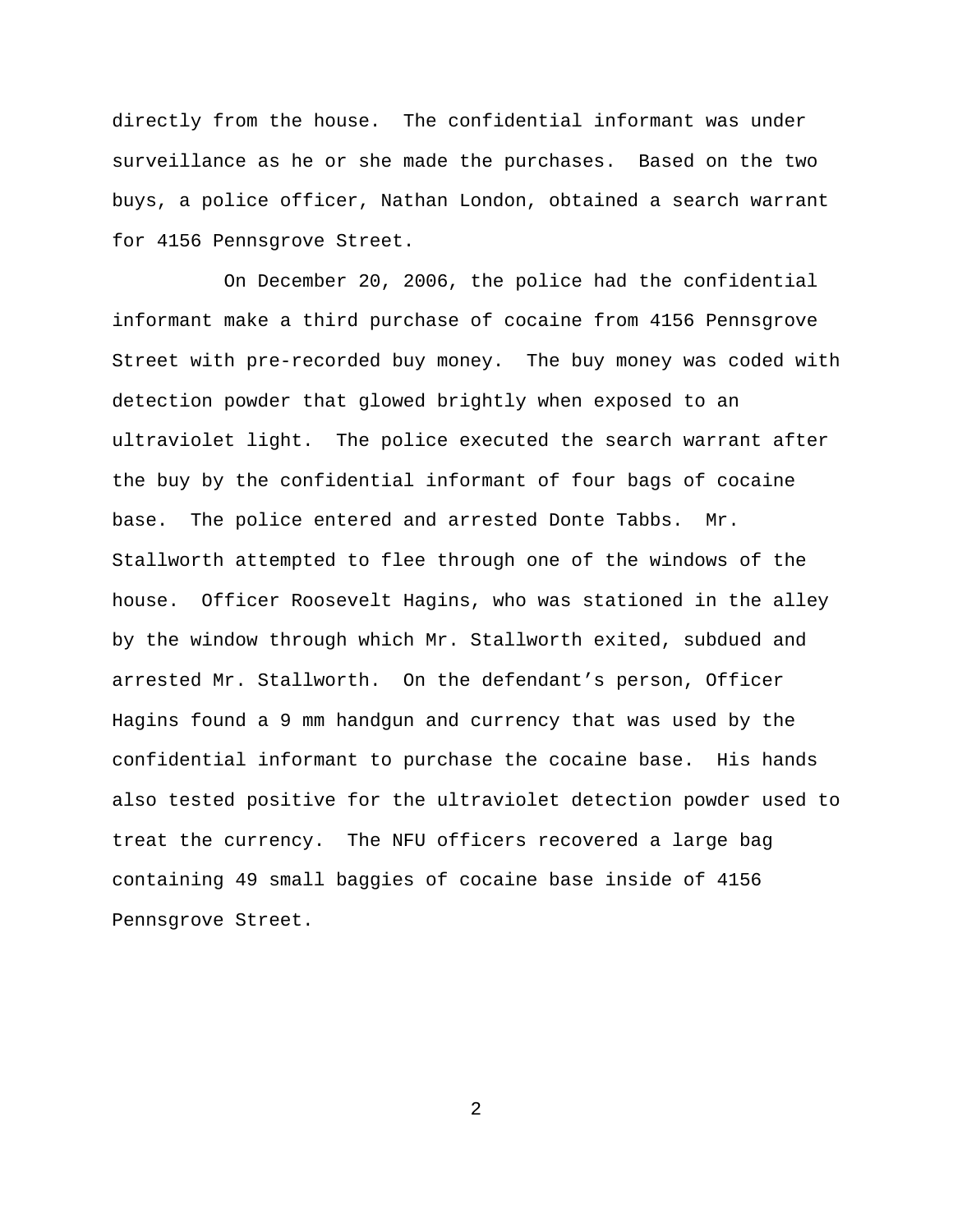directly from the house. The confidential informant was under surveillance as he or she made the purchases. Based on the two buys, a police officer, Nathan London, obtained a search warrant for 4156 Pennsgrove Street.

On December 20, 2006, the police had the confidential informant make a third purchase of cocaine from 4156 Pennsgrove Street with pre-recorded buy money. The buy money was coded with detection powder that glowed brightly when exposed to an ultraviolet light. The police executed the search warrant after the buy by the confidential informant of four bags of cocaine base. The police entered and arrested Donte Tabbs. Mr. Stallworth attempted to flee through one of the windows of the house. Officer Roosevelt Hagins, who was stationed in the alley by the window through which Mr. Stallworth exited, subdued and arrested Mr. Stallworth. On the defendant's person, Officer Hagins found a 9 mm handgun and currency that was used by the confidential informant to purchase the cocaine base. His hands also tested positive for the ultraviolet detection powder used to treat the currency. The NFU officers recovered a large bag containing 49 small baggies of cocaine base inside of 4156 Pennsgrove Street.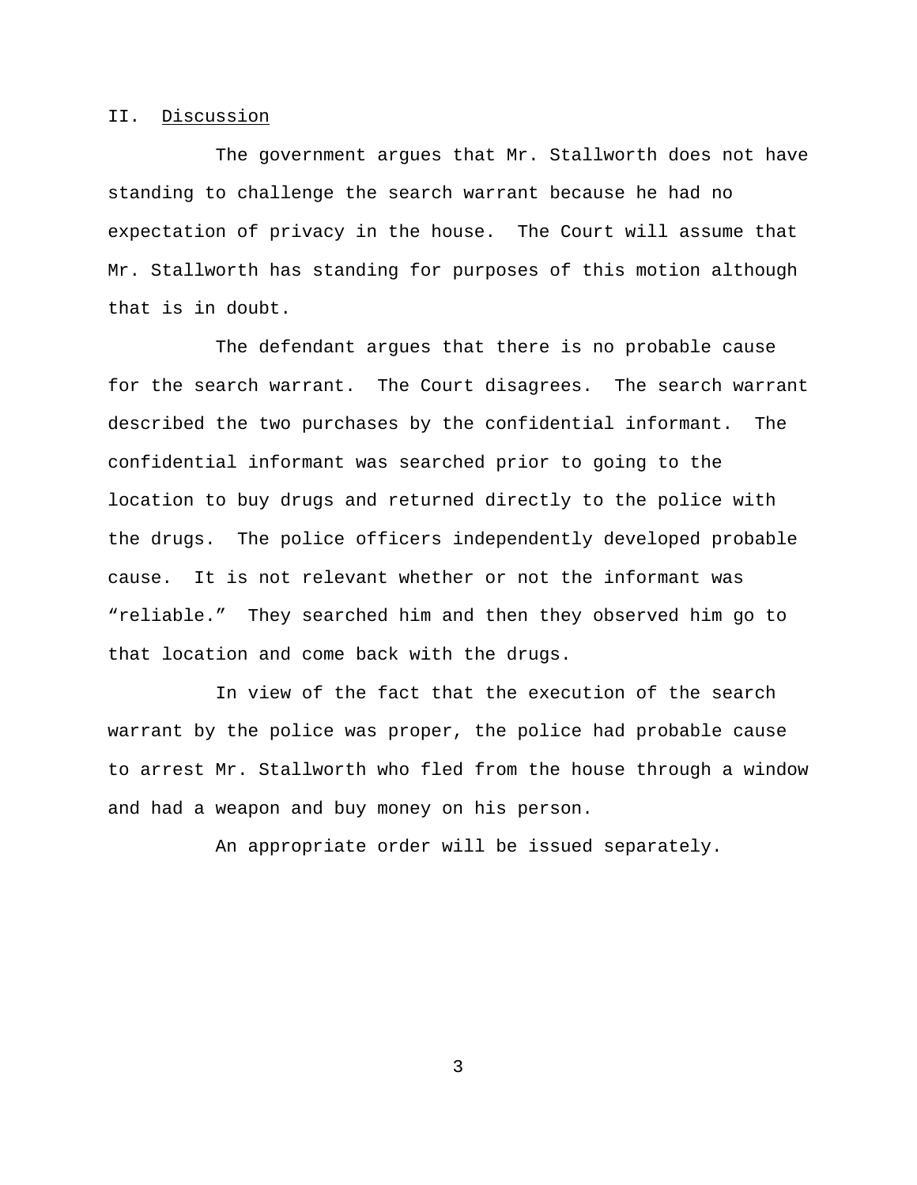## II. Discussion

The government argues that Mr. Stallworth does not have standing to challenge the search warrant because he had no expectation of privacy in the house. The Court will assume that Mr. Stallworth has standing for purposes of this motion although that is in doubt.

The defendant argues that there is no probable cause for the search warrant. The Court disagrees. The search warrant described the two purchases by the confidential informant. The confidential informant was searched prior to going to the location to buy drugs and returned directly to the police with the drugs. The police officers independently developed probable cause. It is not relevant whether or not the informant was "reliable." They searched him and then they observed him go to that location and come back with the drugs.

In view of the fact that the execution of the search warrant by the police was proper, the police had probable cause to arrest Mr. Stallworth who fled from the house through a window and had a weapon and buy money on his person.

An appropriate order will be issued separately.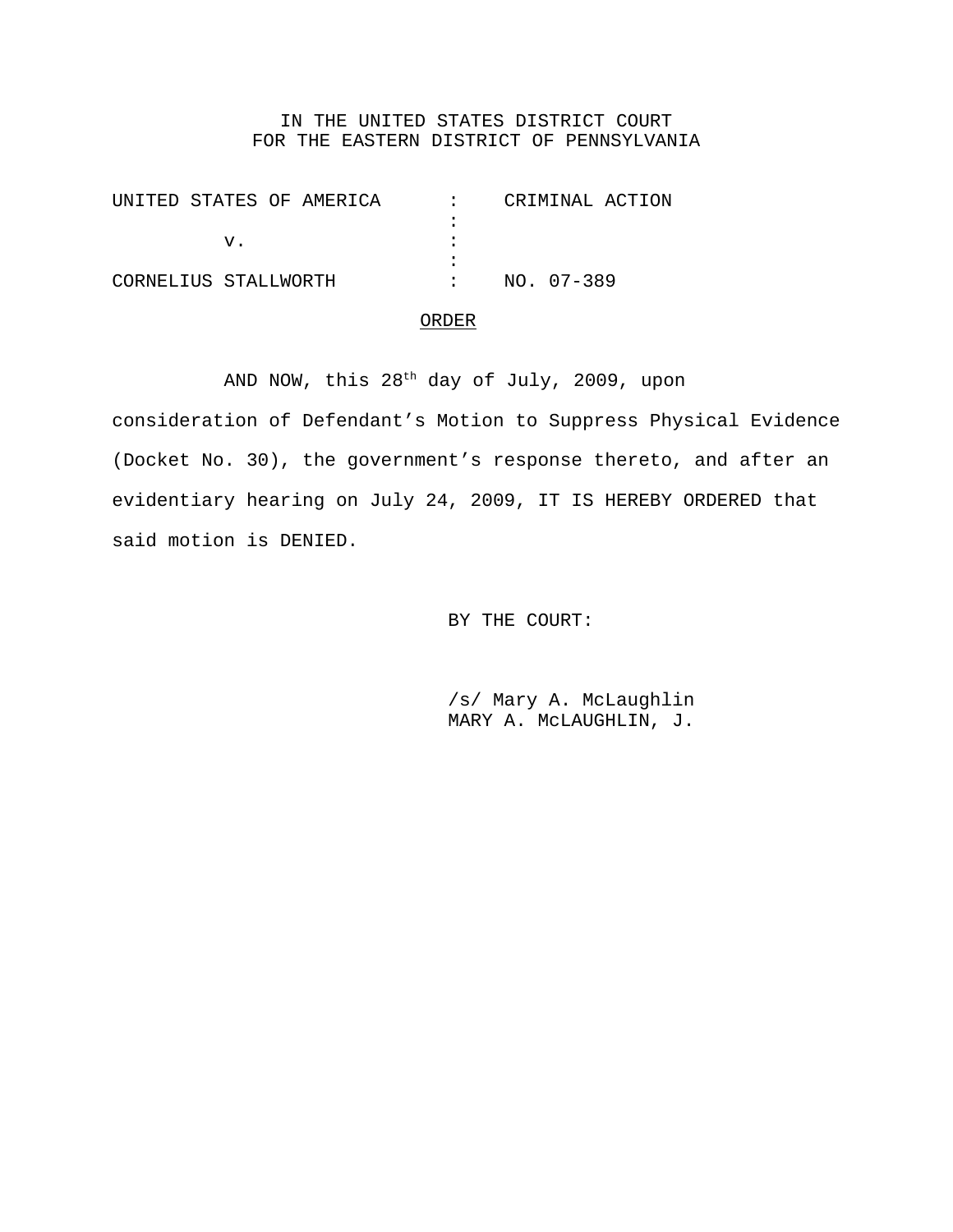IN THE UNITED STATES DISTRICT COURT
FOR THE EASTERN DISTRICT OF PENNSYLVANIA

| | | |
|---|---|---|
| UNITED STATES OF AMERICA | : | CRIMINAL ACTION |
| | : | |
| v. | : | |
| | : | |
| CORNELIUS STALLWORTH | : | NO. 07-389 |

ORDER

AND NOW, this 28th day of July, 2009, upon consideration of Defendant's Motion to Suppress Physical Evidence (Docket No. 30), the government's response thereto, and after an evidentiary hearing on July 24, 2009, IT IS HEREBY ORDERED that said motion is DENIED.

BY THE COURT:

/s/ Mary A. McLaughlin
MARY A. McLAUGHLIN, J.